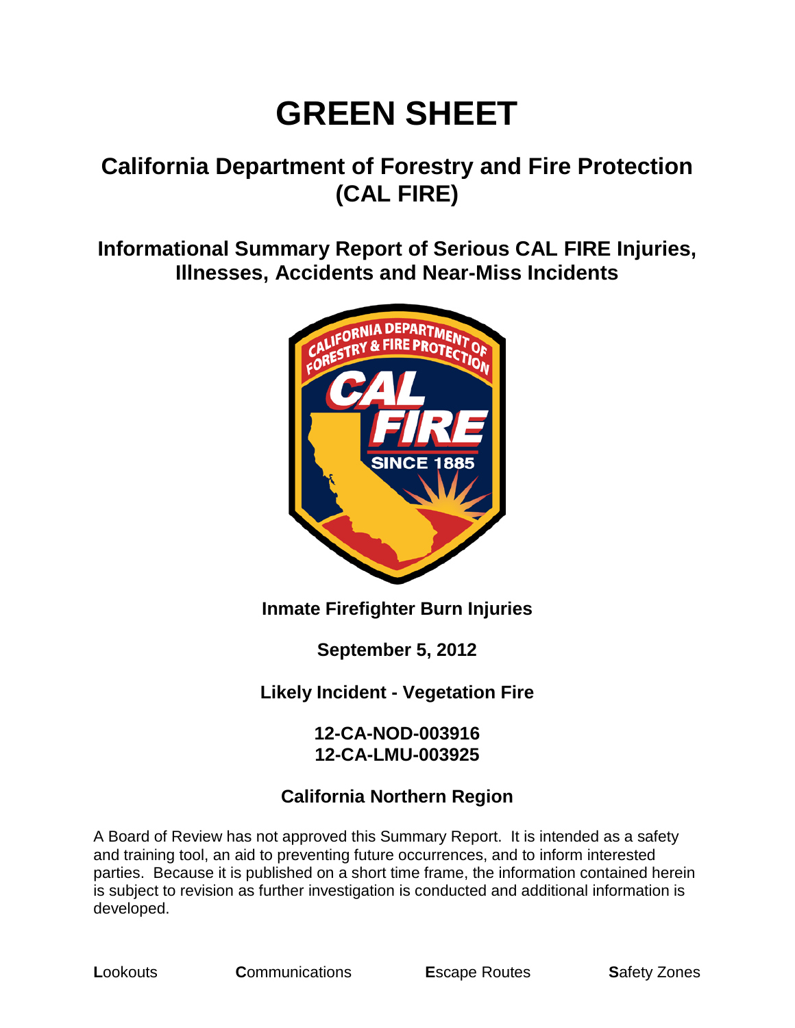# GREEN SHEET

## California Department of Forestry and Fire Protection (CAL FIRE)

### Informational Summary Report of Serious CAL FIRE Injuries, Illnesses, Accidents and Near-Miss Incidents

**Inmate Firefighter Burn Injuries**

**September 5, 2012**

**Likely Incident - Vegetation Fire**

**12-CA-NOD-003916**
**12-CA-LMU-003925**

**California Northern Region**

A Board of Review has not approved this Summary Report. It is intended as a safety and training tool, an aid to preventing future occurrences, and to inform interested parties. Because it is published on a short time frame, the information contained herein is subject to revision as further investigation is conducted and additional information is developed.

**L**ookouts **C**ommunications **E**scape Routes **S**afety Zones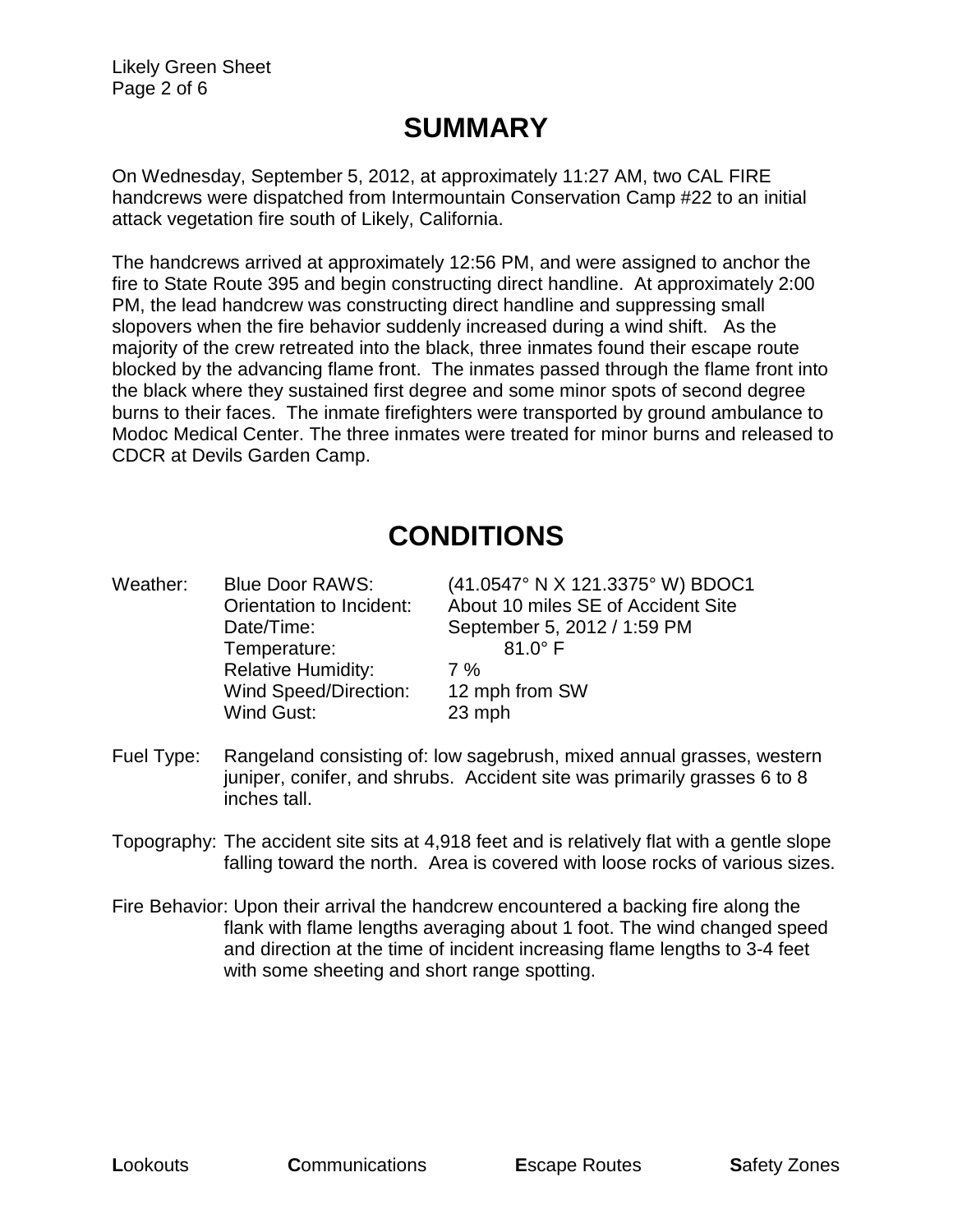# SUMMARY

On Wednesday, September 5, 2012, at approximately 11:27 AM, two CAL FIRE handcrews were dispatched from Intermountain Conservation Camp #22 to an initial attack vegetation fire south of Likely, California.

The handcrews arrived at approximately 12:56 PM, and were assigned to anchor the fire to State Route 395 and begin constructing direct handline. At approximately 2:00 PM, the lead handcrew was constructing direct handline and suppressing small slopovers when the fire behavior suddenly increased during a wind shift. As the majority of the crew retreated into the black, three inmates found their escape route blocked by the advancing flame front. The inmates passed through the flame front into the black where they sustained first degree and some minor spots of second degree burns to their faces. The inmate firefighters were transported by ground ambulance to Modoc Medical Center. The three inmates were treated for minor burns and released to CDCR at Devils Garden Camp.

# CONDITIONS

Weather:

| | |
|---|---|
| Blue Door RAWS: | (41.0547° N X 121.3375° W) BDOC1 |
| Orientation to Incident: | About 10 miles SE of Accident Site |
| Date/Time: | September 5, 2012 / 1:59 PM |
| Temperature: | 81.0° F |
| Relative Humidity: | 7 % |
| Wind Speed/Direction: | 12 mph from SW |
| Wind Gust: | 23 mph |

Fuel Type: Rangeland consisting of: low sagebrush, mixed annual grasses, western juniper, conifer, and shrubs. Accident site was primarily grasses 6 to 8 inches tall.

Topography: The accident site sits at 4,918 feet and is relatively flat with a gentle slope falling toward the north. Area is covered with loose rocks of various sizes.

Fire Behavior: Upon their arrival the handcrew encountered a backing fire along the flank with flame lengths averaging about 1 foot. The wind changed speed and direction at the time of incident increasing flame lengths to 3-4 feet with some sheeting and short range spotting.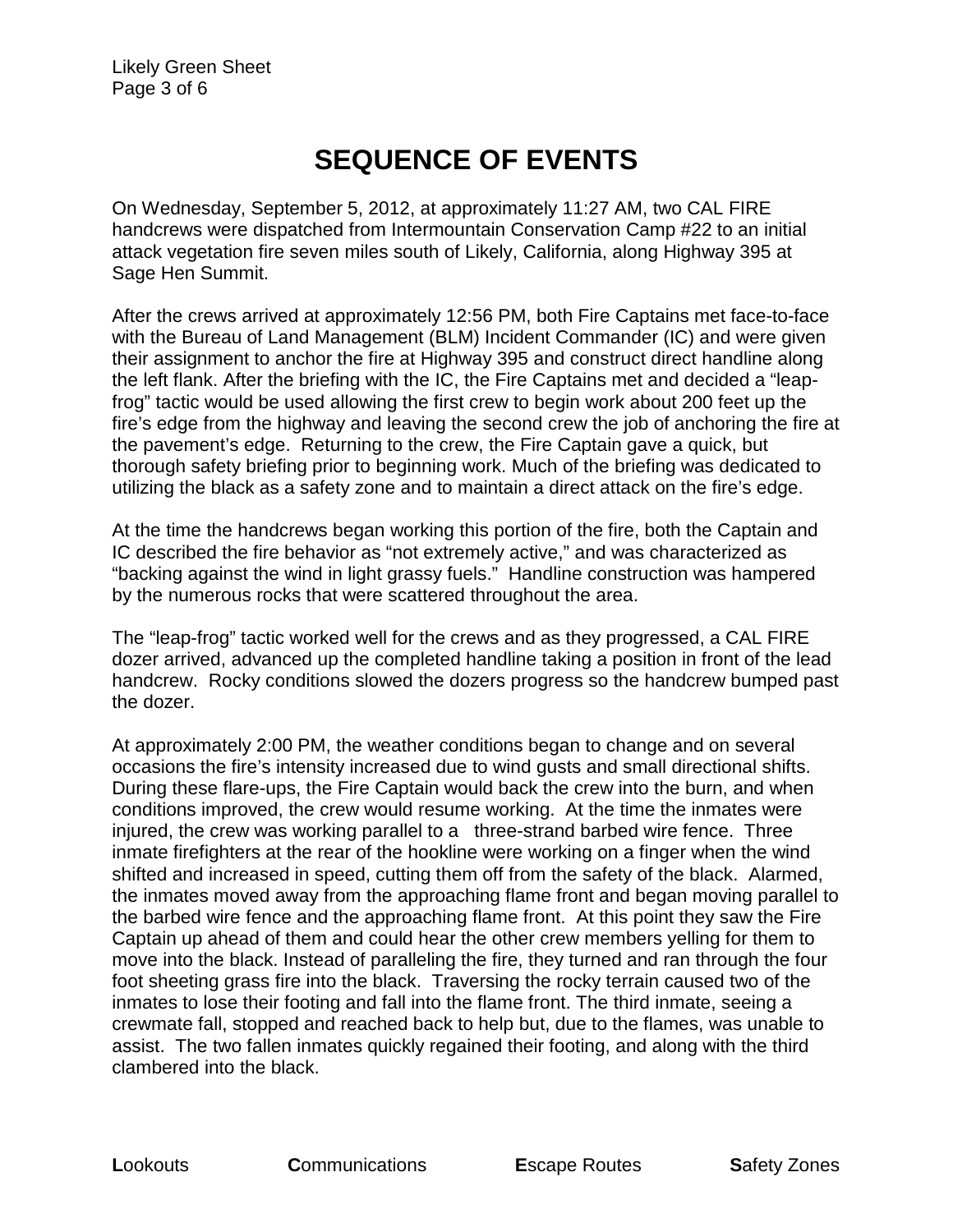# SEQUENCE OF EVENTS

On Wednesday, September 5, 2012, at approximately 11:27 AM, two CAL FIRE handcrews were dispatched from Intermountain Conservation Camp #22 to an initial attack vegetation fire seven miles south of Likely, California, along Highway 395 at Sage Hen Summit.

After the crews arrived at approximately 12:56 PM, both Fire Captains met face-to-face with the Bureau of Land Management (BLM) Incident Commander (IC) and were given their assignment to anchor the fire at Highway 395 and construct direct handline along the left flank. After the briefing with the IC, the Fire Captains met and decided a "leap-frog" tactic would be used allowing the first crew to begin work about 200 feet up the fire's edge from the highway and leaving the second crew the job of anchoring the fire at the pavement's edge. Returning to the crew, the Fire Captain gave a quick, but thorough safety briefing prior to beginning work. Much of the briefing was dedicated to utilizing the black as a safety zone and to maintain a direct attack on the fire's edge.

At the time the handcrews began working this portion of the fire, both the Captain and IC described the fire behavior as "not extremely active," and was characterized as "backing against the wind in light grassy fuels." Handline construction was hampered by the numerous rocks that were scattered throughout the area.

The "leap-frog" tactic worked well for the crews and as they progressed, a CAL FIRE dozer arrived, advanced up the completed handline taking a position in front of the lead handcrew. Rocky conditions slowed the dozers progress so the handcrew bumped past the dozer.

At approximately 2:00 PM, the weather conditions began to change and on several occasions the fire's intensity increased due to wind gusts and small directional shifts. During these flare-ups, the Fire Captain would back the crew into the burn, and when conditions improved, the crew would resume working. At the time the inmates were injured, the crew was working parallel to a three-strand barbed wire fence. Three inmate firefighters at the rear of the hookline were working on a finger when the wind shifted and increased in speed, cutting them off from the safety of the black. Alarmed, the inmates moved away from the approaching flame front and began moving parallel to the barbed wire fence and the approaching flame front. At this point they saw the Fire Captain up ahead of them and could hear the other crew members yelling for them to move into the black. Instead of paralleling the fire, they turned and ran through the four foot sheeting grass fire into the black. Traversing the rocky terrain caused two of the inmates to lose their footing and fall into the flame front. The third inmate, seeing a crewmate fall, stopped and reached back to help but, due to the flames, was unable to assist. The two fallen inmates quickly regained their footing, and along with the third clambered into the black.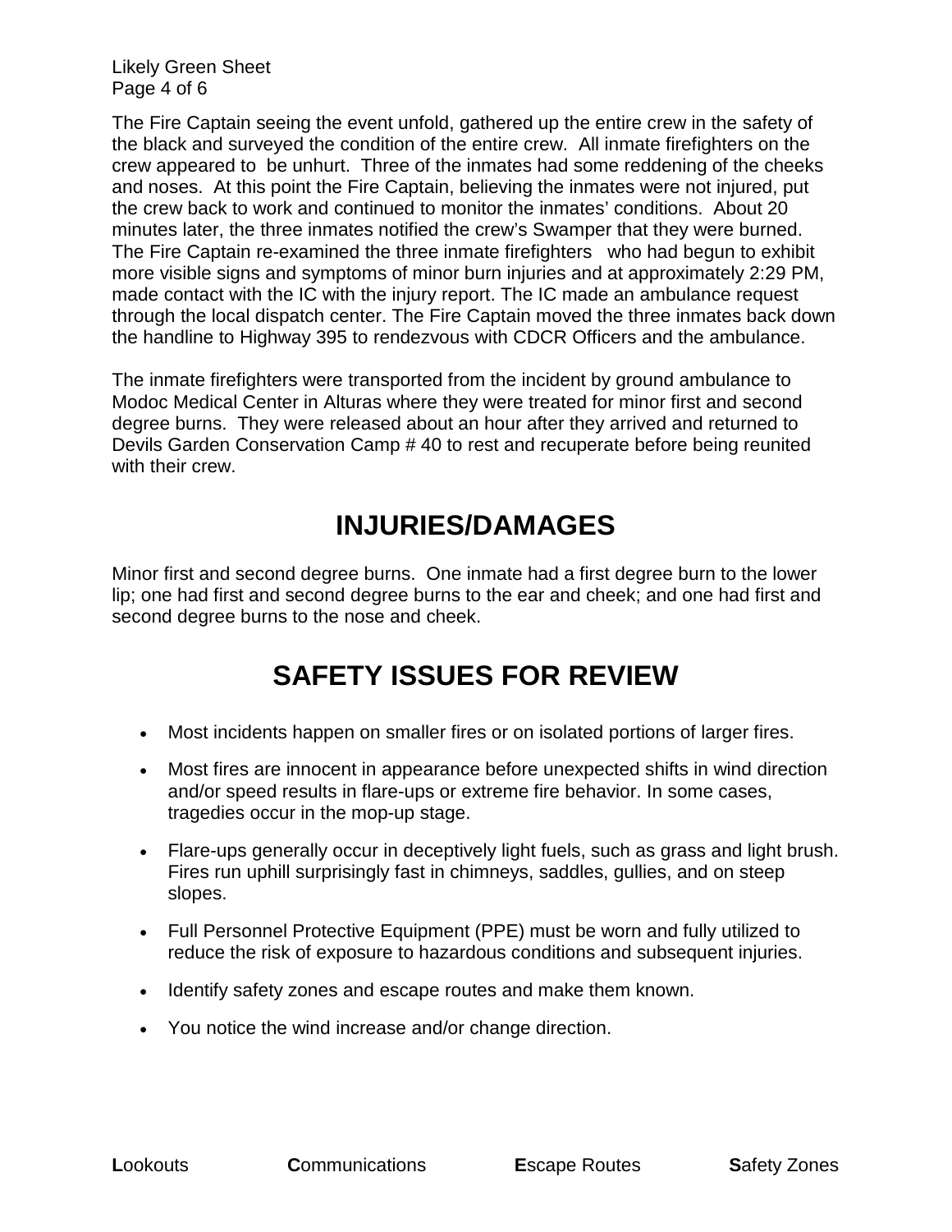The Fire Captain seeing the event unfold, gathered up the entire crew in the safety of the black and surveyed the condition of the entire crew. All inmate firefighters on the crew appeared to be unhurt. Three of the inmates had some reddening of the cheeks and noses. At this point the Fire Captain, believing the inmates were not injured, put the crew back to work and continued to monitor the inmates' conditions. About 20 minutes later, the three inmates notified the crew's Swamper that they were burned. The Fire Captain re-examined the three inmate firefighters who had begun to exhibit more visible signs and symptoms of minor burn injuries and at approximately 2:29 PM, made contact with the IC with the injury report. The IC made an ambulance request through the local dispatch center. The Fire Captain moved the three inmates back down the handline to Highway 395 to rendezvous with CDCR Officers and the ambulance.

The inmate firefighters were transported from the incident by ground ambulance to Modoc Medical Center in Alturas where they were treated for minor first and second degree burns. They were released about an hour after they arrived and returned to Devils Garden Conservation Camp # 40 to rest and recuperate before being reunited with their crew.

# INJURIES/DAMAGES

Minor first and second degree burns. One inmate had a first degree burn to the lower lip; one had first and second degree burns to the ear and cheek; and one had first and second degree burns to the nose and cheek.

# SAFETY ISSUES FOR REVIEW

- Most incidents happen on smaller fires or on isolated portions of larger fires.
- Most fires are innocent in appearance before unexpected shifts in wind direction and/or speed results in flare-ups or extreme fire behavior. In some cases, tragedies occur in the mop-up stage.
- Flare-ups generally occur in deceptively light fuels, such as grass and light brush. Fires run uphill surprisingly fast in chimneys, saddles, gullies, and on steep slopes.
- Full Personnel Protective Equipment (PPE) must be worn and fully utilized to reduce the risk of exposure to hazardous conditions and subsequent injuries.
- Identify safety zones and escape routes and make them known.
- You notice the wind increase and/or change direction.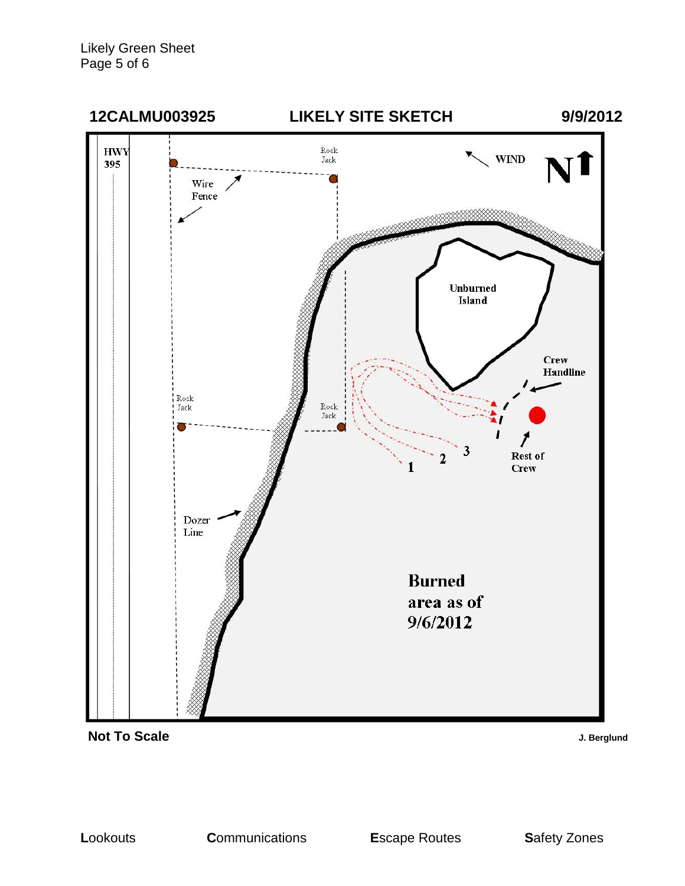## 12CALMU003925 LIKELY SITE SKETCH 9/9/2012

HWY 395

Rock Jack

Wire Fence

WIND

N

Unburned Island

Crew Handline

Rock Jack

Rock Jack

3

2

1

Rest of Crew

Dozer Line

Burned area as of 9/6/2012

**Not To Scale**

J. Berglund

**L**ookouts **C**ommunications **E**scape Routes **S**afety Zones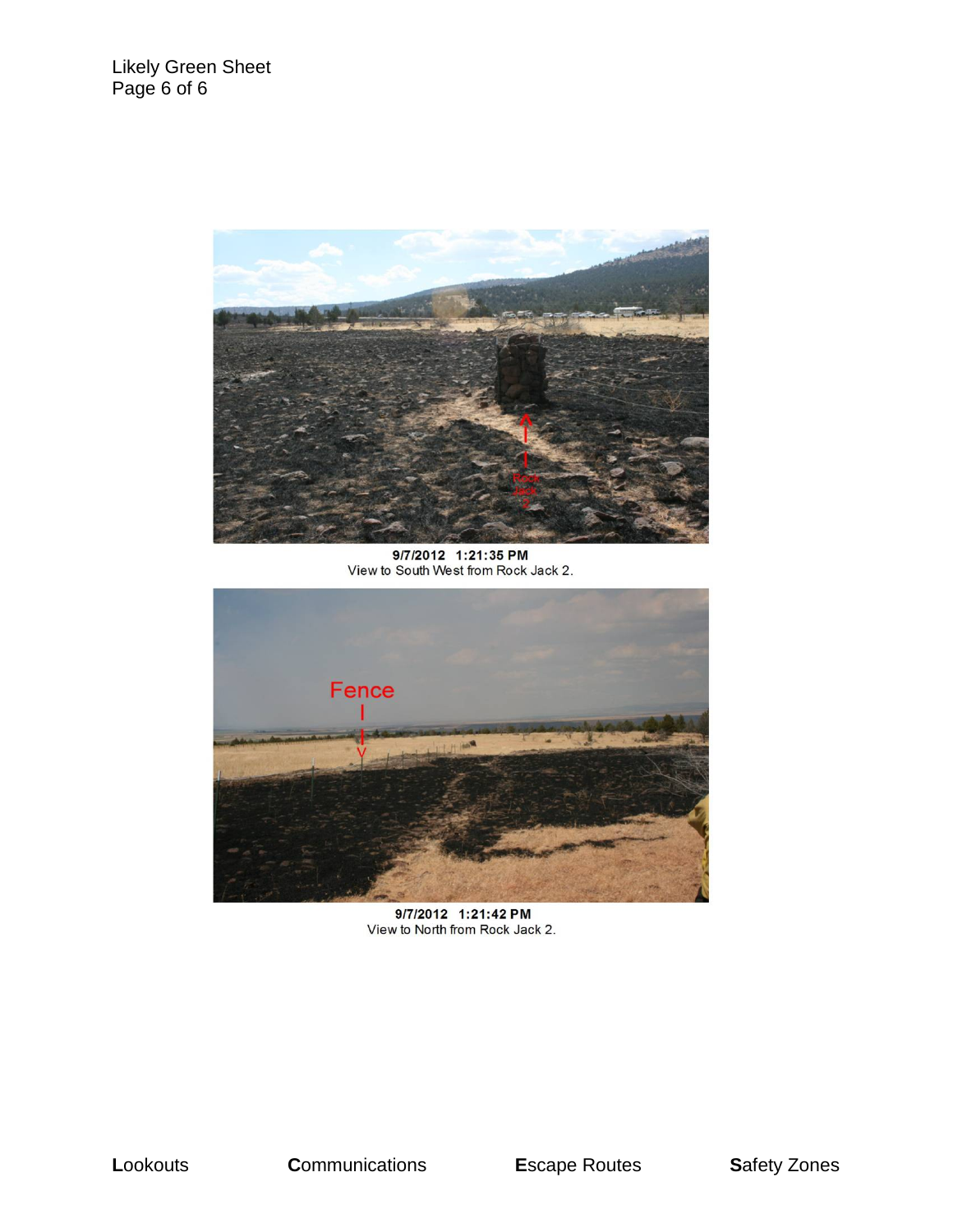9/7/2012 1:21:35 PM
View to South West from Rock Jack 2.

9/7/2012 1:21:42 PM
View to North from Rock Jack 2.